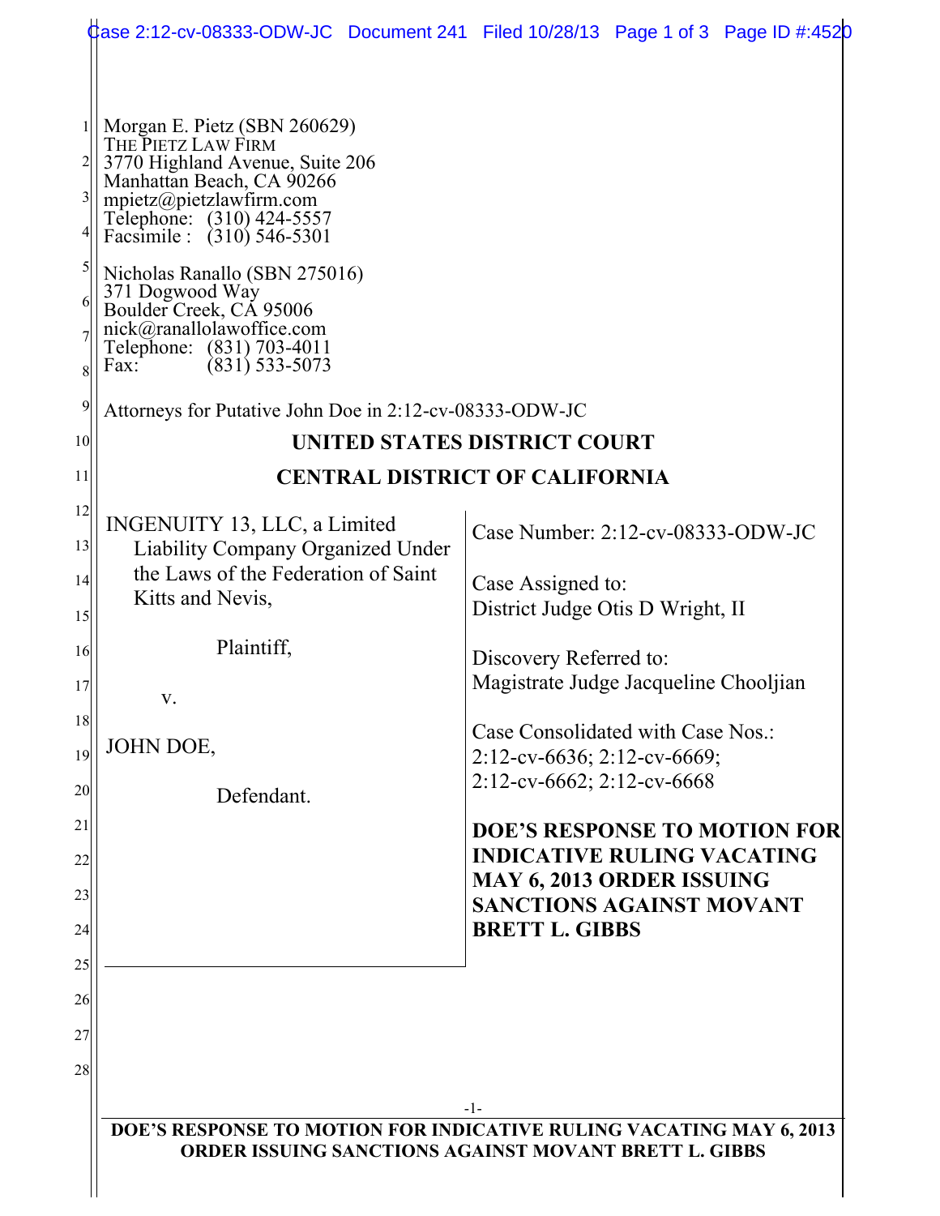Morgan E. Pietz (SBN 260629)
THE PIETZ LAW FIRM
3770 Highland Avenue, Suite 206
Manhattan Beach, CA 90266
mpietz@pietzlawfirm.com
Telephone: (310) 424-5557
Facsimile : (310) 546-5301

Nicholas Ranallo (SBN 275016)
371 Dogwood Way
Boulder Creek, CA 95006
nick@ranallolawoffice.com
Telephone: (831) 703-4011
Fax: (831) 533-5073

Attorneys for Putative John Doe in 2:12-cv-08333-ODW-JC

**UNITED STATES DISTRICT COURT**

**CENTRAL DISTRICT OF CALIFORNIA**

INGENUITY 13, LLC, a Limited Liability Company Organized Under the Laws of the Federation of Saint Kitts and Nevis,

Plaintiff,

v.

JOHN DOE,

Defendant.

Case Number: 2:12-cv-08333-ODW-JC

Case Assigned to:
District Judge Otis D Wright, II

Discovery Referred to:
Magistrate Judge Jacqueline Chooljian

Case Consolidated with Case Nos.:
2:12-cv-6636; 2:12-cv-6669;
2:12-cv-6662; 2:12-cv-6668

**DOE'S RESPONSE TO MOTION FOR INDICATIVE RULING VACATING MAY 6, 2013 ORDER ISSUING SANCTIONS AGAINST MOVANT BRETT L. GIBBS**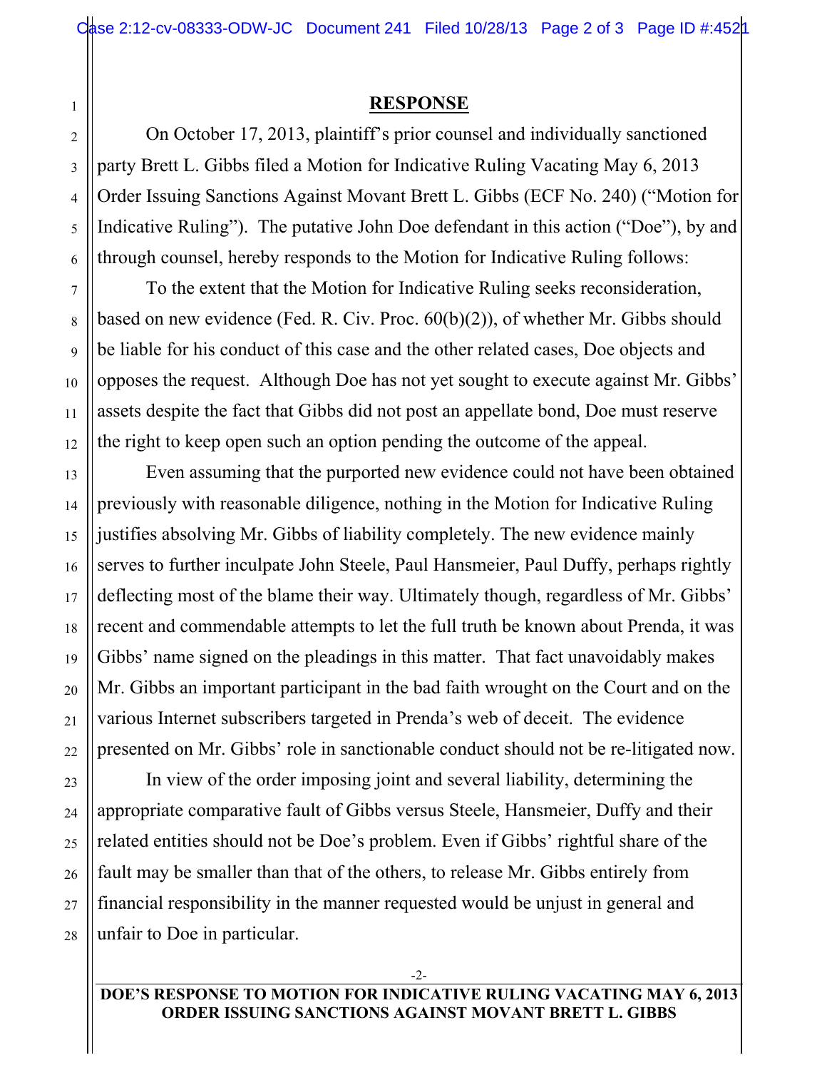## RESPONSE

On October 17, 2013, plaintiff's prior counsel and individually sanctioned party Brett L. Gibbs filed a Motion for Indicative Ruling Vacating May 6, 2013 Order Issuing Sanctions Against Movant Brett L. Gibbs (ECF No. 240) ("Motion for Indicative Ruling"). The putative John Doe defendant in this action ("Doe"), by and through counsel, hereby responds to the Motion for Indicative Ruling follows:

To the extent that the Motion for Indicative Ruling seeks reconsideration, based on new evidence (Fed. R. Civ. Proc. 60(b)(2)), of whether Mr. Gibbs should be liable for his conduct of this case and the other related cases, Doe objects and opposes the request. Although Doe has not yet sought to execute against Mr. Gibbs' assets despite the fact that Gibbs did not post an appellate bond, Doe must reserve the right to keep open such an option pending the outcome of the appeal.

Even assuming that the purported new evidence could not have been obtained previously with reasonable diligence, nothing in the Motion for Indicative Ruling justifies absolving Mr. Gibbs of liability completely. The new evidence mainly serves to further inculpate John Steele, Paul Hansmeier, Paul Duffy, perhaps rightly deflecting most of the blame their way. Ultimately though, regardless of Mr. Gibbs' recent and commendable attempts to let the full truth be known about Prenda, it was Gibbs' name signed on the pleadings in this matter. That fact unavoidably makes Mr. Gibbs an important participant in the bad faith wrought on the Court and on the various Internet subscribers targeted in Prenda's web of deceit. The evidence presented on Mr. Gibbs' role in sanctionable conduct should not be re-litigated now.

In view of the order imposing joint and several liability, determining the appropriate comparative fault of Gibbs versus Steele, Hansmeier, Duffy and their related entities should not be Doe's problem. Even if Gibbs' rightful share of the fault may be smaller than that of the others, to release Mr. Gibbs entirely from financial responsibility in the manner requested would be unjust in general and unfair to Doe in particular.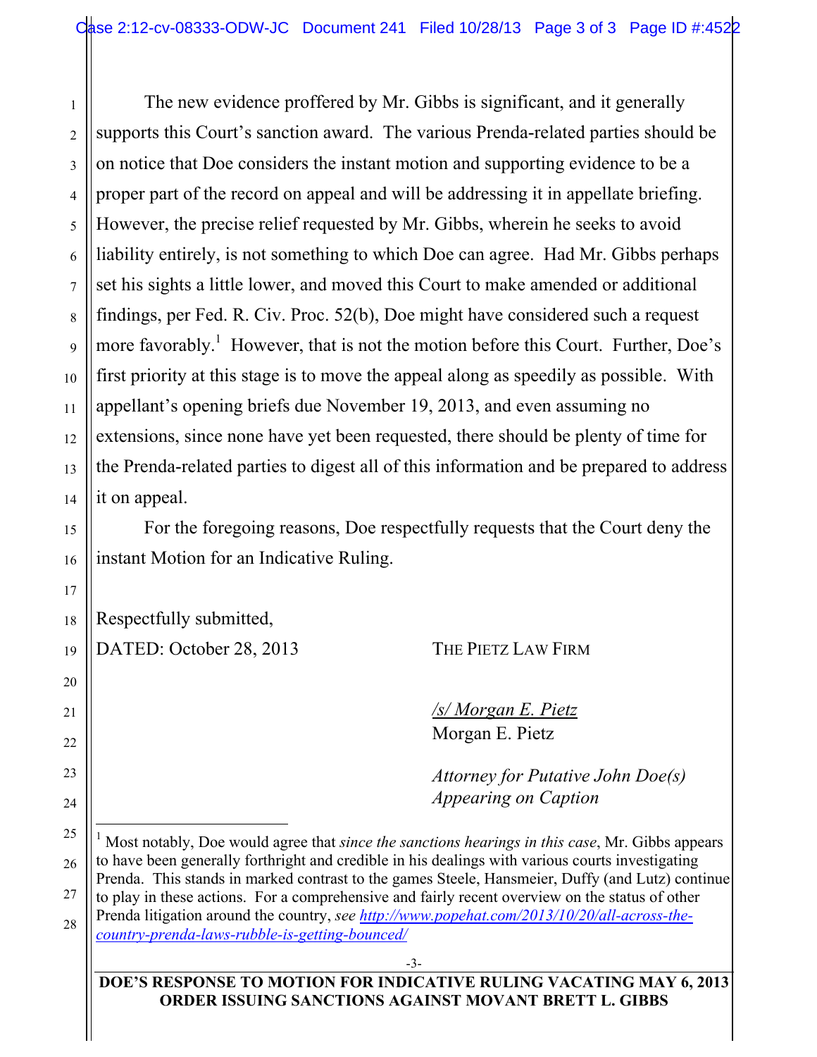The new evidence proffered by Mr. Gibbs is significant, and it generally supports this Court's sanction award. The various Prenda-related parties should be on notice that Doe considers the instant motion and supporting evidence to be a proper part of the record on appeal and will be addressing it in appellate briefing. However, the precise relief requested by Mr. Gibbs, wherein he seeks to avoid liability entirely, is not something to which Doe can agree. Had Mr. Gibbs perhaps set his sights a little lower, and moved this Court to make amended or additional findings, per Fed. R. Civ. Proc. 52(b), Doe might have considered such a request more favorably.[1] However, that is not the motion before this Court. Further, Doe's first priority at this stage is to move the appeal along as speedily as possible. With appellant's opening briefs due November 19, 2013, and even assuming no extensions, since none have yet been requested, there should be plenty of time for the Prenda-related parties to digest all of this information and be prepared to address it on appeal.

For the foregoing reasons, Doe respectfully requests that the Court deny the instant Motion for an Indicative Ruling.

Respectfully submitted,

DATED: October 28, 2013

THE PIETZ LAW FIRM

/s/ Morgan E. Pietz
Morgan E. Pietz

*Attorney for Putative John Doe(s) Appearing on Caption*

---

[1] Most notably, Doe would agree that *since the sanctions hearings in this case*, Mr. Gibbs appears to have been generally forthright and credible in his dealings with various courts investigating Prenda. This stands in marked contrast to the games Steele, Hansmeier, Duffy (and Lutz) continue to play in these actions. For a comprehensive and fairly recent overview on the status of other Prenda litigation around the country, *see* http://www.popehat.com/2013/10/20/all-across-the-country-prenda-laws-rubble-is-getting-bounced/

**DOE'S RESPONSE TO MOTION FOR INDICATIVE RULING VACATING MAY 6, 2013 ORDER ISSUING SANCTIONS AGAINST MOVANT BRETT L. GIBBS**